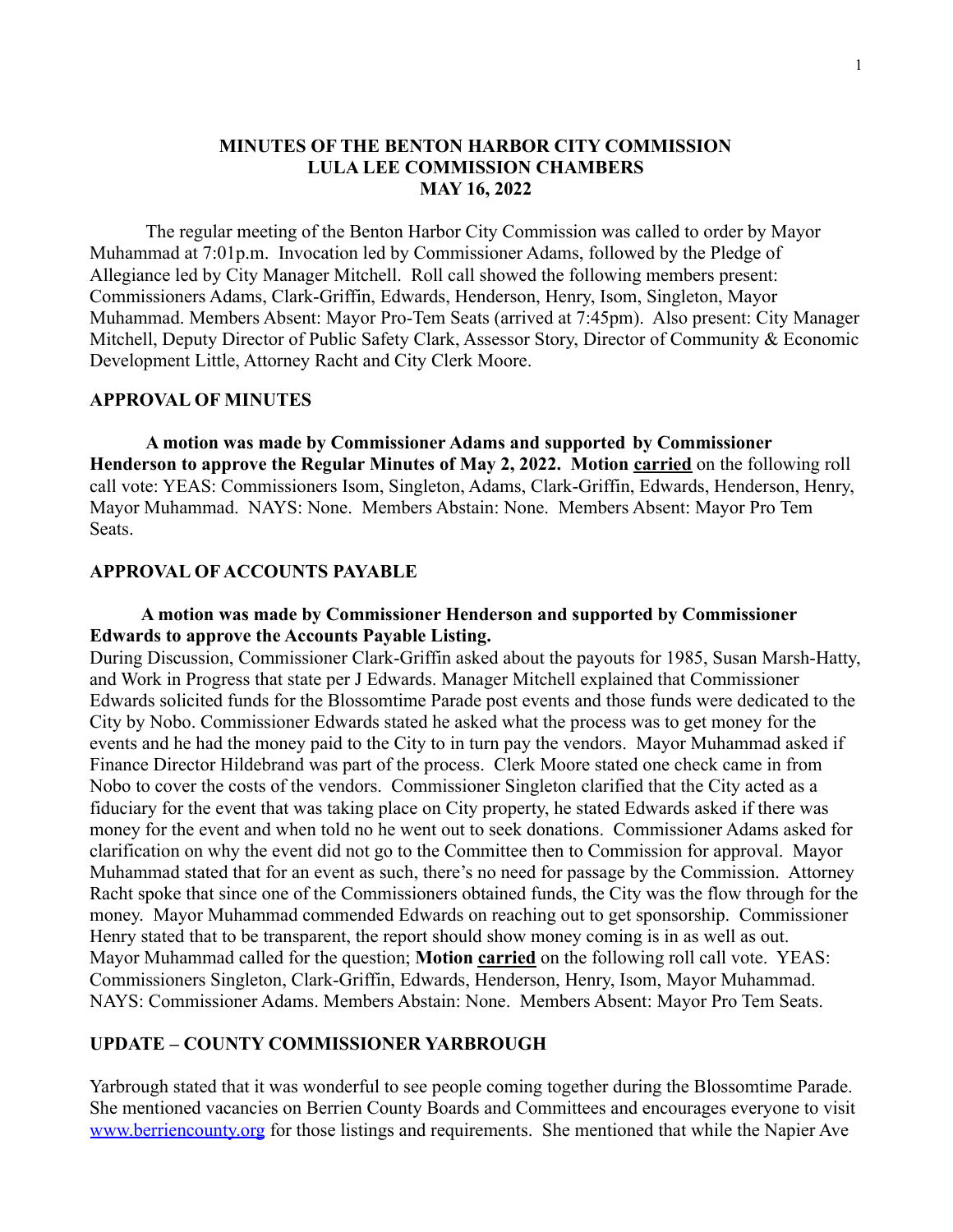## MINUTES OF THE BENTON HARBOR CITY COMMISSION
## LULA LEE COMMISSION CHAMBERS
## MAY 16, 2022

The regular meeting of the Benton Harbor City Commission was called to order by Mayor Muhammad at 7:01p.m. Invocation led by Commissioner Adams, followed by the Pledge of Allegiance led by City Manager Mitchell. Roll call showed the following members present: Commissioners Adams, Clark-Griffin, Edwards, Henderson, Henry, Isom, Singleton, Mayor Muhammad. Members Absent: Mayor Pro-Tem Seats (arrived at 7:45pm). Also present: City Manager Mitchell, Deputy Director of Public Safety Clark, Assessor Story, Director of Community & Economic Development Little, Attorney Racht and City Clerk Moore.

### APPROVAL OF MINUTES

**A motion was made by Commissioner Adams and supported by Commissioner Henderson to approve the Regular Minutes of May 2, 2022. Motion carried** on the following roll call vote: YEAS: Commissioners Isom, Singleton, Adams, Clark-Griffin, Edwards, Henderson, Henry, Mayor Muhammad. NAYS: None. Members Abstain: None. Members Absent: Mayor Pro Tem Seats.

### APPROVAL OF ACCOUNTS PAYABLE

**A motion was made by Commissioner Henderson and supported by Commissioner Edwards to approve the Accounts Payable Listing.**

During Discussion, Commissioner Clark-Griffin asked about the payouts for 1985, Susan Marsh-Hatty, and Work in Progress that state per J Edwards. Manager Mitchell explained that Commissioner Edwards solicited funds for the Blossomtime Parade post events and those funds were dedicated to the City by Nobo. Commissioner Edwards stated he asked what the process was to get money for the events and he had the money paid to the City to in turn pay the vendors. Mayor Muhammad asked if Finance Director Hildebrand was part of the process. Clerk Moore stated one check came in from Nobo to cover the costs of the vendors. Commissioner Singleton clarified that the City acted as a fiduciary for the event that was taking place on City property, he stated Edwards asked if there was money for the event and when told no he went out to seek donations. Commissioner Adams asked for clarification on why the event did not go to the Committee then to Commission for approval. Mayor Muhammad stated that for an event as such, there's no need for passage by the Commission. Attorney Racht spoke that since one of the Commissioners obtained funds, the City was the flow through for the money. Mayor Muhammad commended Edwards on reaching out to get sponsorship. Commissioner Henry stated that to be transparent, the report should show money coming is in as well as out. Mayor Muhammad called for the question; **Motion carried** on the following roll call vote. YEAS: Commissioners Singleton, Clark-Griffin, Edwards, Henderson, Henry, Isom, Mayor Muhammad. NAYS: Commissioner Adams. Members Abstain: None. Members Absent: Mayor Pro Tem Seats.

### UPDATE – COUNTY COMMISSIONER YARBROUGH

Yarbrough stated that it was wonderful to see people coming together during the Blossomtime Parade. She mentioned vacancies on Berrien County Boards and Committees and encourages everyone to visit www.berriencounty.org for those listings and requirements. She mentioned that while the Napier Ave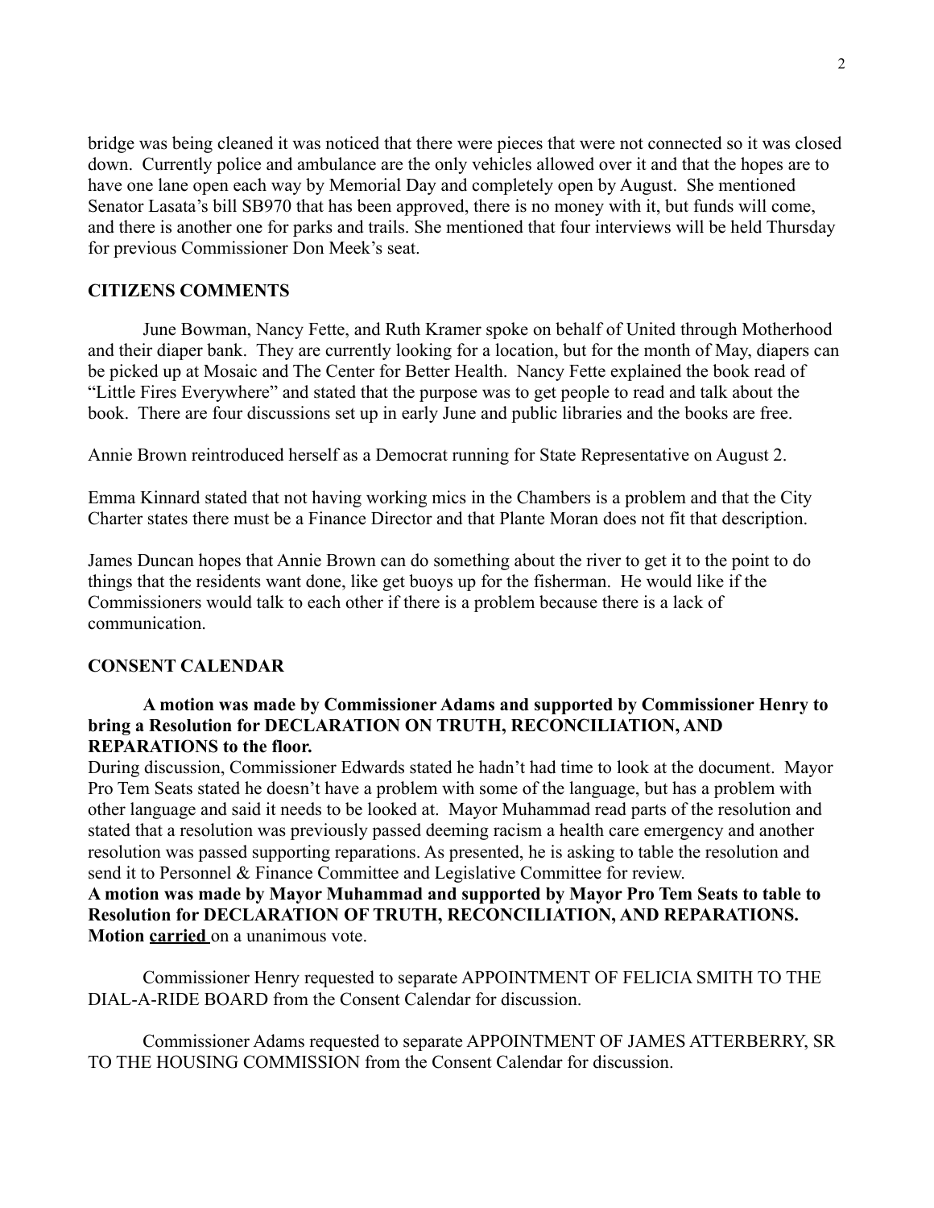bridge was being cleaned it was noticed that there were pieces that were not connected so it was closed down. Currently police and ambulance are the only vehicles allowed over it and that the hopes are to have one lane open each way by Memorial Day and completely open by August. She mentioned Senator Lasata's bill SB970 that has been approved, there is no money with it, but funds will come, and there is another one for parks and trails. She mentioned that four interviews will be held Thursday for previous Commissioner Don Meek's seat.

## CITIZENS COMMENTS

June Bowman, Nancy Fette, and Ruth Kramer spoke on behalf of United through Motherhood and their diaper bank. They are currently looking for a location, but for the month of May, diapers can be picked up at Mosaic and The Center for Better Health. Nancy Fette explained the book read of "Little Fires Everywhere" and stated that the purpose was to get people to read and talk about the book. There are four discussions set up in early June and public libraries and the books are free.

Annie Brown reintroduced herself as a Democrat running for State Representative on August 2.

Emma Kinnard stated that not having working mics in the Chambers is a problem and that the City Charter states there must be a Finance Director and that Plante Moran does not fit that description.

James Duncan hopes that Annie Brown can do something about the river to get it to the point to do things that the residents want done, like get buoys up for the fisherman. He would like if the Commissioners would talk to each other if there is a problem because there is a lack of communication.

## CONSENT CALENDAR

**A motion was made by Commissioner Adams and supported by Commissioner Henry to bring a Resolution for DECLARATION ON TRUTH, RECONCILIATION, AND REPARATIONS to the floor.**

During discussion, Commissioner Edwards stated he hadn't had time to look at the document. Mayor Pro Tem Seats stated he doesn't have a problem with some of the language, but has a problem with other language and said it needs to be looked at. Mayor Muhammad read parts of the resolution and stated that a resolution was previously passed deeming racism a health care emergency and another resolution was passed supporting reparations. As presented, he is asking to table the resolution and send it to Personnel & Finance Committee and Legislative Committee for review.

**A motion was made by Mayor Muhammad and supported by Mayor Pro Tem Seats to table to Resolution for DECLARATION OF TRUTH, RECONCILIATION, AND REPARATIONS. Motion carried** on a unanimous vote.

Commissioner Henry requested to separate APPOINTMENT OF FELICIA SMITH TO THE DIAL-A-RIDE BOARD from the Consent Calendar for discussion.

Commissioner Adams requested to separate APPOINTMENT OF JAMES ATTERBERRY, SR TO THE HOUSING COMMISSION from the Consent Calendar for discussion.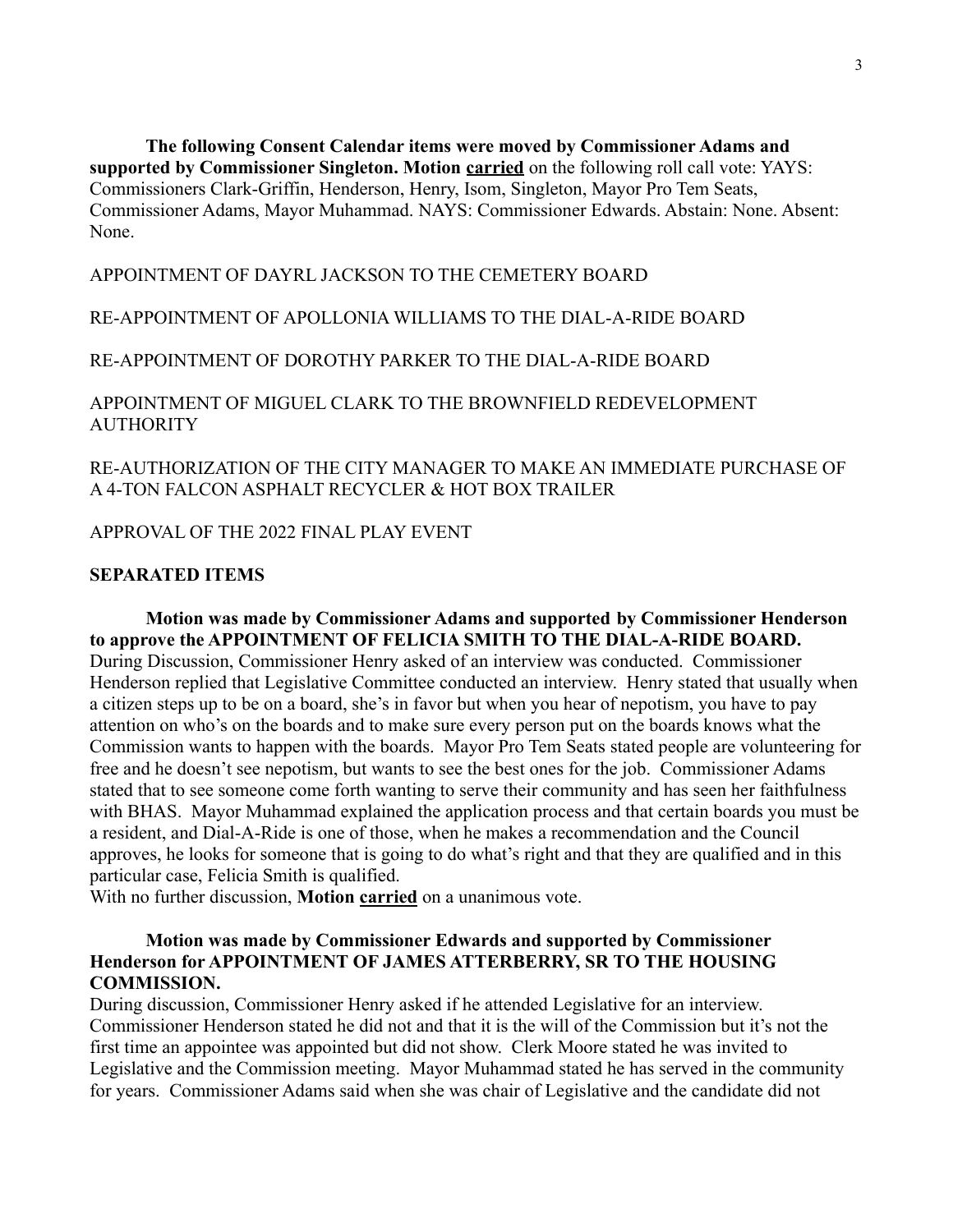**The following Consent Calendar items were moved by Commissioner Adams and supported by Commissioner Singleton. Motion <u>carried</u>** on the following roll call vote: YAYS: Commissioners Clark-Griffin, Henderson, Henry, Isom, Singleton, Mayor Pro Tem Seats, Commissioner Adams, Mayor Muhammad. NAYS: Commissioner Edwards. Abstain: None. Absent: None.

APPOINTMENT OF DAYRL JACKSON TO THE CEMETERY BOARD

RE-APPOINTMENT OF APOLLONIA WILLIAMS TO THE DIAL-A-RIDE BOARD

RE-APPOINTMENT OF DOROTHY PARKER TO THE DIAL-A-RIDE BOARD

APPOINTMENT OF MIGUEL CLARK TO THE BROWNFIELD REDEVELOPMENT AUTHORITY

RE-AUTHORIZATION OF THE CITY MANAGER TO MAKE AN IMMEDIATE PURCHASE OF A 4-TON FALCON ASPHALT RECYCLER & HOT BOX TRAILER

APPROVAL OF THE 2022 FINAL PLAY EVENT

**SEPARATED ITEMS**

**Motion was made by Commissioner Adams and supported by Commissioner Henderson to approve the APPOINTMENT OF FELICIA SMITH TO THE DIAL-A-RIDE BOARD.** During Discussion, Commissioner Henry asked of an interview was conducted. Commissioner Henderson replied that Legislative Committee conducted an interview. Henry stated that usually when a citizen steps up to be on a board, she's in favor but when you hear of nepotism, you have to pay attention on who's on the boards and to make sure every person put on the boards knows what the Commission wants to happen with the boards. Mayor Pro Tem Seats stated people are volunteering for free and he doesn't see nepotism, but wants to see the best ones for the job. Commissioner Adams stated that to see someone come forth wanting to serve their community and has seen her faithfulness with BHAS. Mayor Muhammad explained the application process and that certain boards you must be a resident, and Dial-A-Ride is one of those, when he makes a recommendation and the Council approves, he looks for someone that is going to do what's right and that they are qualified and in this particular case, Felicia Smith is qualified.
With no further discussion, **Motion <u>carried</u>** on a unanimous vote.

**Motion was made by Commissioner Edwards and supported by Commissioner Henderson for APPOINTMENT OF JAMES ATTERBERRY, SR TO THE HOUSING COMMISSION.**
During discussion, Commissioner Henry asked if he attended Legislative for an interview. Commissioner Henderson stated he did not and that it is the will of the Commission but it's not the first time an appointee was appointed but did not show. Clerk Moore stated he was invited to Legislative and the Commission meeting. Mayor Muhammad stated he has served in the community for years. Commissioner Adams said when she was chair of Legislative and the candidate did not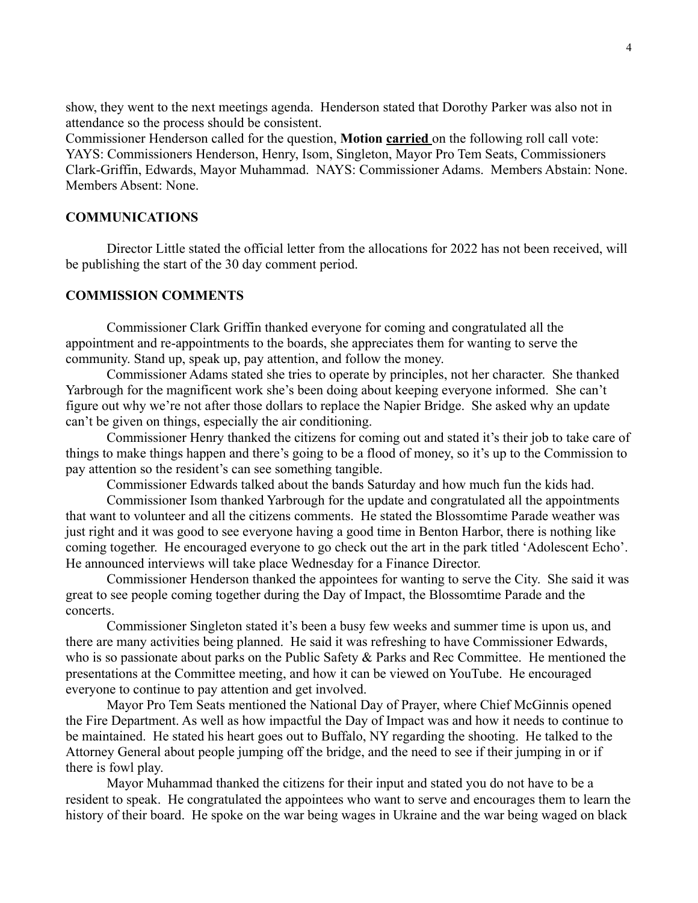show, they went to the next meetings agenda. Henderson stated that Dorothy Parker was also not in attendance so the process should be consistent.
Commissioner Henderson called for the question, **Motion carried** on the following roll call vote: YAYS: Commissioners Henderson, Henry, Isom, Singleton, Mayor Pro Tem Seats, Commissioners Clark-Griffin, Edwards, Mayor Muhammad. NAYS: Commissioner Adams. Members Abstain: None. Members Absent: None.

## COMMUNICATIONS

Director Little stated the official letter from the allocations for 2022 has not been received, will be publishing the start of the 30 day comment period.

## COMMISSION COMMENTS

Commissioner Clark Griffin thanked everyone for coming and congratulated all the appointment and re-appointments to the boards, she appreciates them for wanting to serve the community. Stand up, speak up, pay attention, and follow the money.

Commissioner Adams stated she tries to operate by principles, not her character. She thanked Yarbrough for the magnificent work she's been doing about keeping everyone informed. She can't figure out why we're not after those dollars to replace the Napier Bridge. She asked why an update can't be given on things, especially the air conditioning.

Commissioner Henry thanked the citizens for coming out and stated it's their job to take care of things to make things happen and there's going to be a flood of money, so it's up to the Commission to pay attention so the resident's can see something tangible.

Commissioner Edwards talked about the bands Saturday and how much fun the kids had.

Commissioner Isom thanked Yarbrough for the update and congratulated all the appointments that want to volunteer and all the citizens comments. He stated the Blossomtime Parade weather was just right and it was good to see everyone having a good time in Benton Harbor, there is nothing like coming together. He encouraged everyone to go check out the art in the park titled 'Adolescent Echo'. He announced interviews will take place Wednesday for a Finance Director.

Commissioner Henderson thanked the appointees for wanting to serve the City. She said it was great to see people coming together during the Day of Impact, the Blossomtime Parade and the concerts.

Commissioner Singleton stated it's been a busy few weeks and summer time is upon us, and there are many activities being planned. He said it was refreshing to have Commissioner Edwards, who is so passionate about parks on the Public Safety & Parks and Rec Committee. He mentioned the presentations at the Committee meeting, and how it can be viewed on YouTube. He encouraged everyone to continue to pay attention and get involved.

Mayor Pro Tem Seats mentioned the National Day of Prayer, where Chief McGinnis opened the Fire Department. As well as how impactful the Day of Impact was and how it needs to continue to be maintained. He stated his heart goes out to Buffalo, NY regarding the shooting. He talked to the Attorney General about people jumping off the bridge, and the need to see if their jumping in or if there is fowl play.

Mayor Muhammad thanked the citizens for their input and stated you do not have to be a resident to speak. He congratulated the appointees who want to serve and encourages them to learn the history of their board. He spoke on the war being wages in Ukraine and the war being waged on black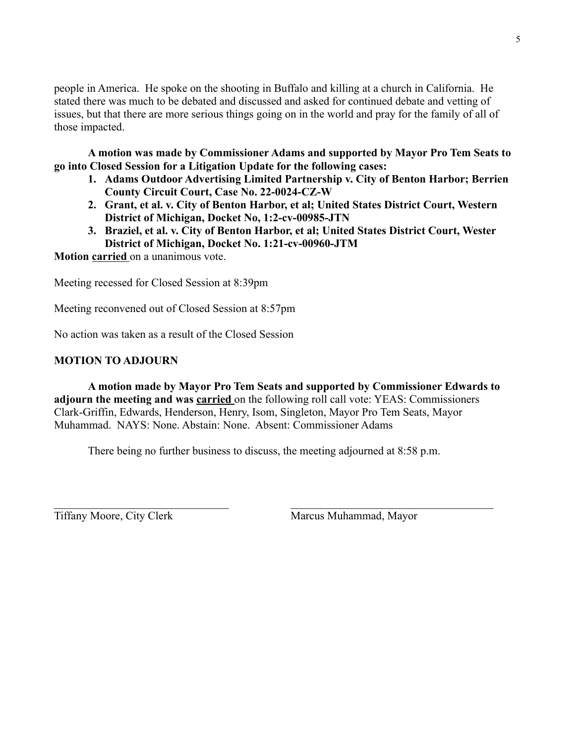people in America. He spoke on the shooting in Buffalo and killing at a church in California. He stated there was much to be debated and discussed and asked for continued debate and vetting of issues, but that there are more serious things going on in the world and pray for the family of all of those impacted.

**A motion was made by Commissioner Adams and supported by Mayor Pro Tem Seats to go into Closed Session for a Litigation Update for the following cases:**

1. **Adams Outdoor Advertising Limited Partnership v. City of Benton Harbor; Berrien County Circuit Court, Case No. 22-0024-CZ-W**
2. **Grant, et al. v. City of Benton Harbor, et al; United States District Court, Western District of Michigan, Docket No, 1:2-cv-00985-JTN**
3. **Braziel, et al. v. City of Benton Harbor, et al; United States District Court, Wester District of Michigan, Docket No. 1:21-cv-00960-JTM**

**Motion carried** on a unanimous vote.

Meeting recessed for Closed Session at 8:39pm

Meeting reconvened out of Closed Session at 8:57pm

No action was taken as a result of the Closed Session

**MOTION TO ADJOURN**

**A motion made by Mayor Pro Tem Seats and supported by Commissioner Edwards to adjourn the meeting and was carried** on the following roll call vote: YEAS: Commissioners Clark-Griffin, Edwards, Henderson, Henry, Isom, Singleton, Mayor Pro Tem Seats, Mayor Muhammad. NAYS: None. Abstain: None. Absent: Commissioner Adams

There being no further business to discuss, the meeting adjourned at 8:58 p.m.

\_\_\_\_\_\_\_\_\_\_\_\_\_\_\_\_\_\_\_\_\_\_\_\_\_\_\_\_\_\_\_\_
Tiffany Moore, City Clerk

\_\_\_\_\_\_\_\_\_\_\_\_\_\_\_\_\_\_\_\_\_\_\_\_\_\_\_\_\_\_\_\_
Marcus Muhammad, Mayor